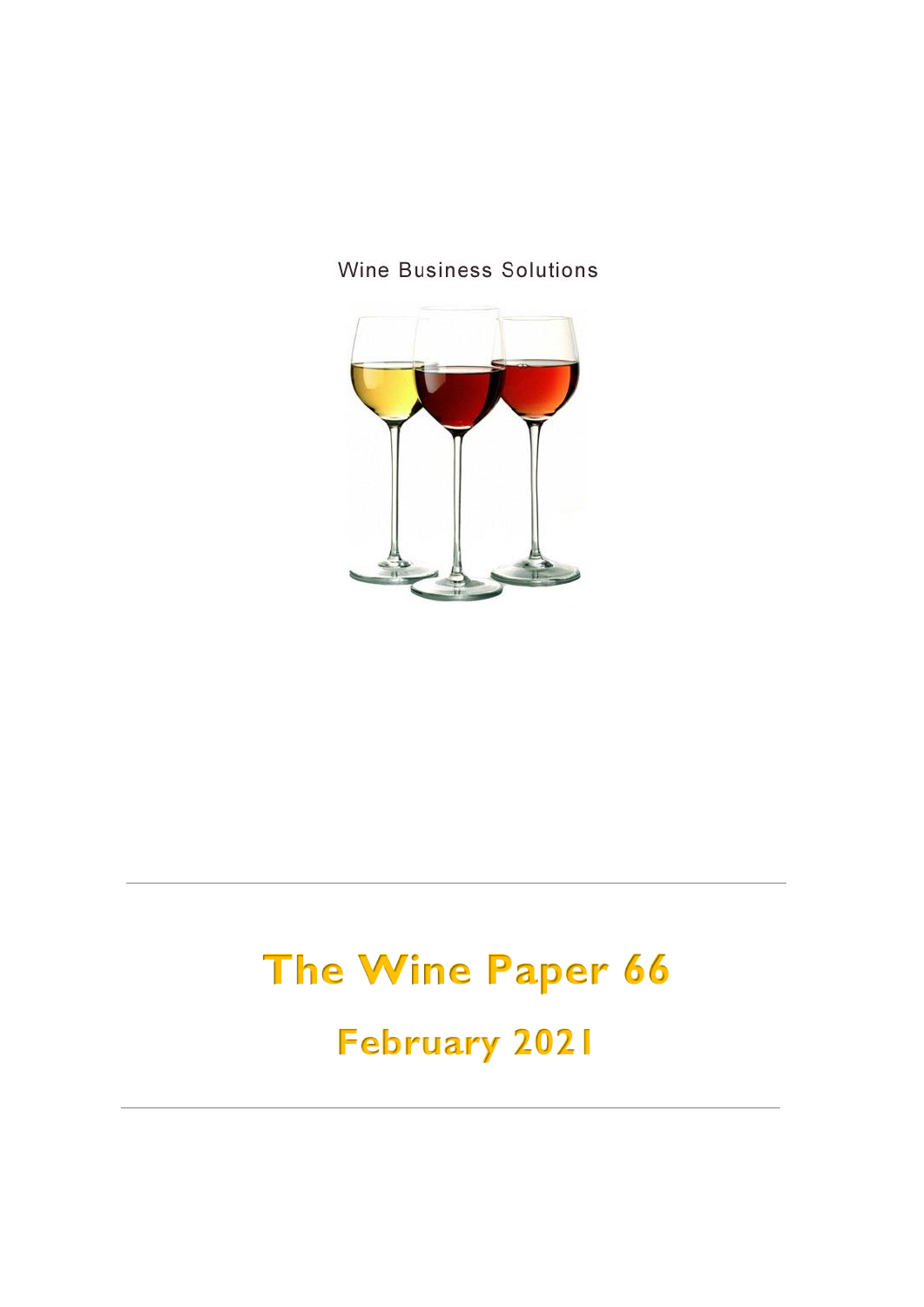Wine Business Solutions

# The Wine Paper 66

## February 2021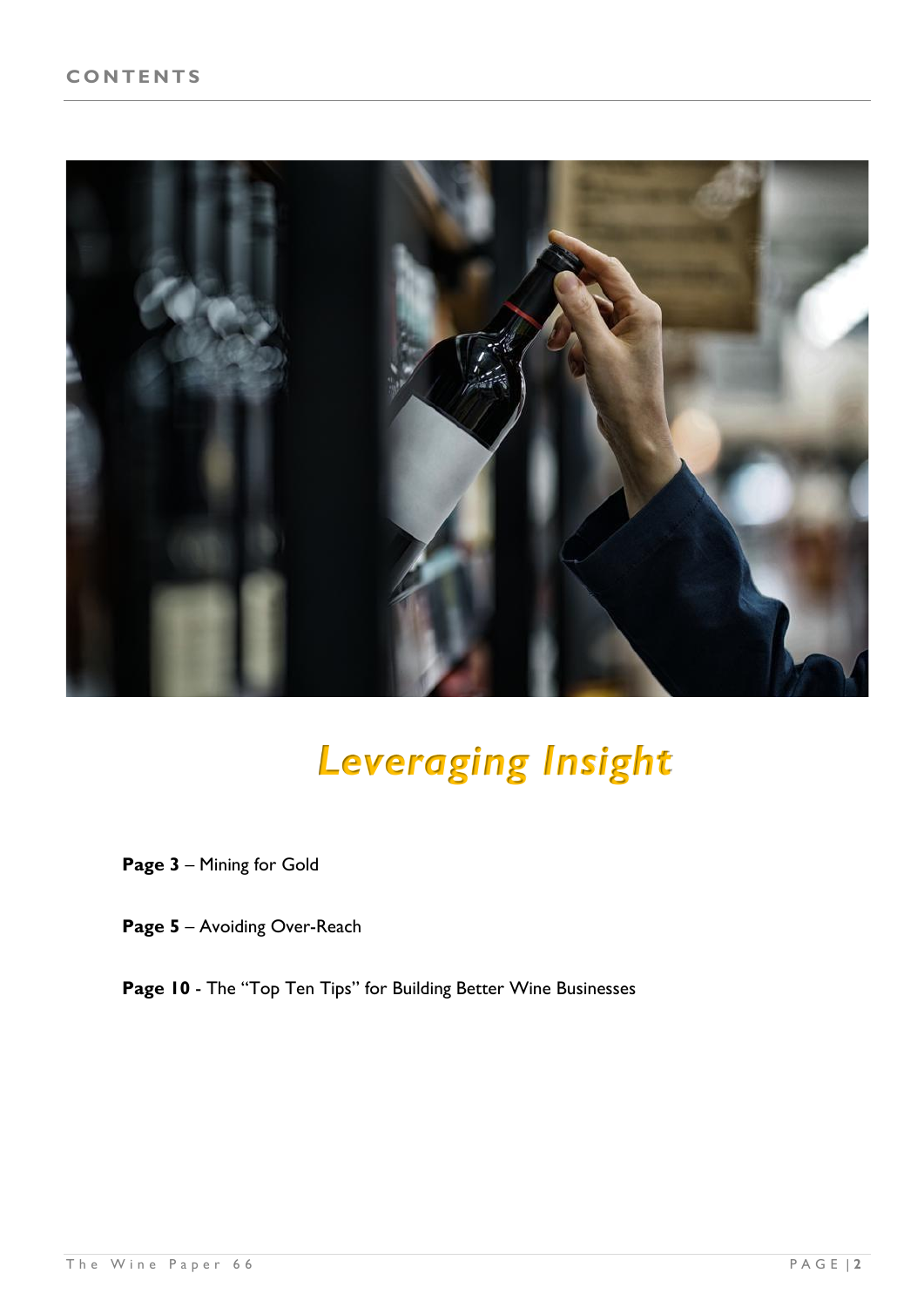# CONTENTS

## *Leveraging Insight*

**Page 3** – Mining for Gold

**Page 5** – Avoiding Over-Reach

**Page 10** - The "Top Ten Tips" for Building Better Wine Businesses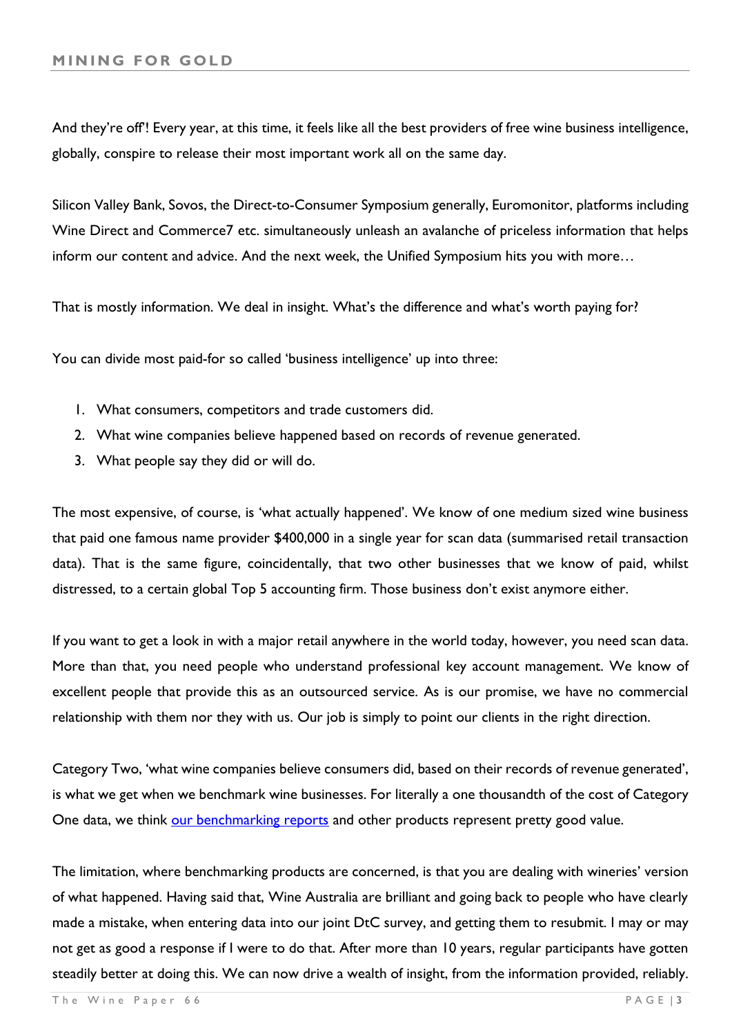And they're off'! Every year, at this time, it feels like all the best providers of free wine business intelligence, globally, conspire to release their most important work all on the same day.

Silicon Valley Bank, Sovos, the Direct-to-Consumer Symposium generally, Euromonitor, platforms including Wine Direct and Commerce7 etc. simultaneously unleash an avalanche of priceless information that helps inform our content and advice. And the next week, the Unified Symposium hits you with more…

That is mostly information. We deal in insight. What's the difference and what's worth paying for?

You can divide most paid-for so called 'business intelligence' up into three:

1. What consumers, competitors and trade customers did.
2. What wine companies believe happened based on records of revenue generated.
3. What people say they did or will do.

The most expensive, of course, is 'what actually happened'. We know of one medium sized wine business that paid one famous name provider $400,000 in a single year for scan data (summarised retail transaction data). That is the same figure, coincidentally, that two other businesses that we know of paid, whilst distressed, to a certain global Top 5 accounting firm. Those business don't exist anymore either.

If you want to get a look in with a major retail anywhere in the world today, however, you need scan data. More than that, you need people who understand professional key account management. We know of excellent people that provide this as an outsourced service. As is our promise, we have no commercial relationship with them nor they with us. Our job is simply to point our clients in the right direction.

Category Two, 'what wine companies believe consumers did, based on their records of revenue generated', is what we get when we benchmark wine businesses. For literally a one thousandth of the cost of Category One data, we think [our benchmarking reports]() and other products represent pretty good value.

The limitation, where benchmarking products are concerned, is that you are dealing with wineries' version of what happened. Having said that, Wine Australia are brilliant and going back to people who have clearly made a mistake, when entering data into our joint DtC survey, and getting them to resubmit. I may or may not get as good a response if I were to do that. After more than 10 years, regular participants have gotten steadily better at doing this. We can now drive a wealth of insight, from the information provided, reliably.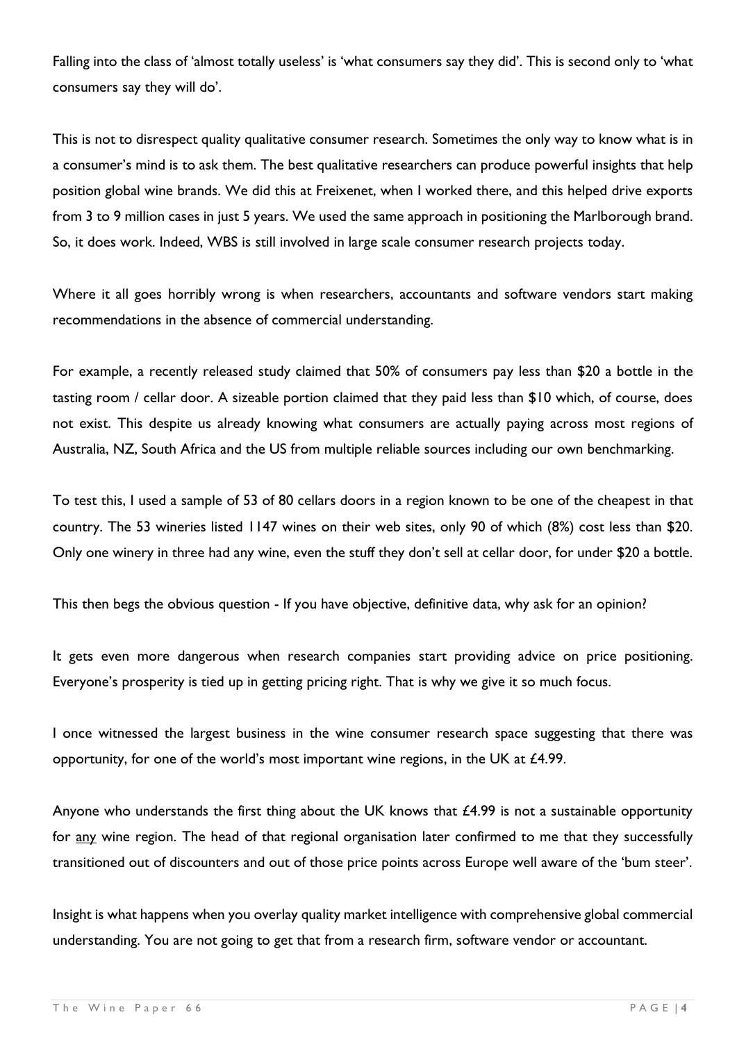Falling into the class of 'almost totally useless' is 'what consumers say they did'. This is second only to 'what consumers say they will do'.

This is not to disrespect quality qualitative consumer research. Sometimes the only way to know what is in a consumer's mind is to ask them. The best qualitative researchers can produce powerful insights that help position global wine brands. We did this at Freixenet, when I worked there, and this helped drive exports from 3 to 9 million cases in just 5 years. We used the same approach in positioning the Marlborough brand. So, it does work. Indeed, WBS is still involved in large scale consumer research projects today.

Where it all goes horribly wrong is when researchers, accountants and software vendors start making recommendations in the absence of commercial understanding.

For example, a recently released study claimed that 50% of consumers pay less than $20 a bottle in the tasting room / cellar door. A sizeable portion claimed that they paid less than $10 which, of course, does not exist. This despite us already knowing what consumers are actually paying across most regions of Australia, NZ, South Africa and the US from multiple reliable sources including our own benchmarking.

To test this, I used a sample of 53 of 80 cellars doors in a region known to be one of the cheapest in that country. The 53 wineries listed 1147 wines on their web sites, only 90 of which (8%) cost less than $20. Only one winery in three had any wine, even the stuff they don't sell at cellar door, for under $20 a bottle.

This then begs the obvious question - If you have objective, definitive data, why ask for an opinion?

It gets even more dangerous when research companies start providing advice on price positioning. Everyone's prosperity is tied up in getting pricing right. That is why we give it so much focus.

I once witnessed the largest business in the wine consumer research space suggesting that there was opportunity, for one of the world's most important wine regions, in the UK at £4.99.

Anyone who understands the first thing about the UK knows that £4.99 is not a sustainable opportunity for <u>any</u> wine region. The head of that regional organisation later confirmed to me that they successfully transitioned out of discounters and out of those price points across Europe well aware of the 'bum steer'.

Insight is what happens when you overlay quality market intelligence with comprehensive global commercial understanding. You are not going to get that from a research firm, software vendor or accountant.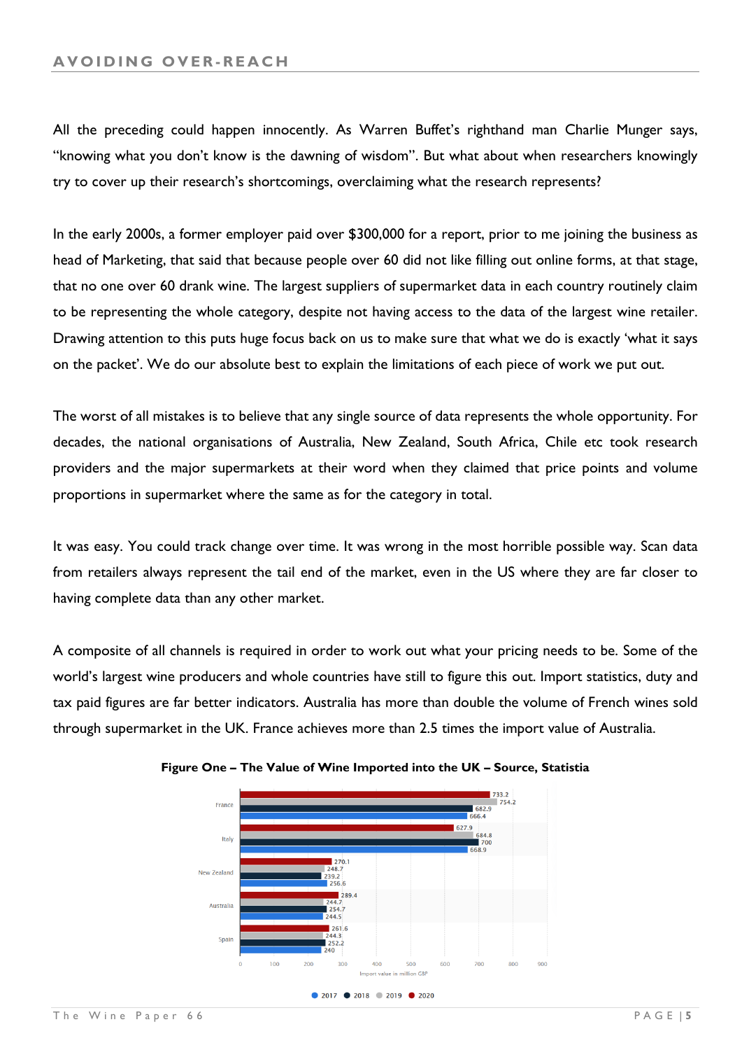## AVOIDING OVER-REACH

All the preceding could happen innocently. As Warren Buffet's righthand man Charlie Munger says, "knowing what you don't know is the dawning of wisdom". But what about when researchers knowingly try to cover up their research's shortcomings, overclaiming what the research represents?

In the early 2000s, a former employer paid over $300,000 for a report, prior to me joining the business as head of Marketing, that said that because people over 60 did not like filling out online forms, at that stage, that no one over 60 drank wine. The largest suppliers of supermarket data in each country routinely claim to be representing the whole category, despite not having access to the data of the largest wine retailer. Drawing attention to this puts huge focus back on us to make sure that what we do is exactly 'what it says on the packet'. We do our absolute best to explain the limitations of each piece of work we put out.

The worst of all mistakes is to believe that any single source of data represents the whole opportunity. For decades, the national organisations of Australia, New Zealand, South Africa, Chile etc took research providers and the major supermarkets at their word when they claimed that price points and volume proportions in supermarket where the same as for the category in total.

It was easy. You could track change over time. It was wrong in the most horrible possible way. Scan data from retailers always represent the tail end of the market, even in the US where they are far closer to having complete data than any other market.

A composite of all channels is required in order to work out what your pricing needs to be. Some of the world's largest wine producers and whole countries have still to figure this out. Import statistics, duty and tax paid figures are far better indicators. Australia has more than double the volume of French wines sold through supermarket in the UK. France achieves more than 2.5 times the import value of Australia.

**Figure One – The Value of Wine Imported into the UK – Source, Statista**

Import value in million GBP

| Country | 2017 | 2018 | 2019 | 2020 |
|---|---|---|---|---|
| France | 666.4 | 682.9 | 754.2 | 733.2 |
| Italy | 668.9 | 700 | 684.8 | 627.9 |
| New Zealand | 256.6 | 239.2 | 248.7 | 270.1 |
| Australia | 244.5 | 254.7 | 244.7 | 289.4 |
| Spain | 240 | 252.2 | 244.3 | 261.6 |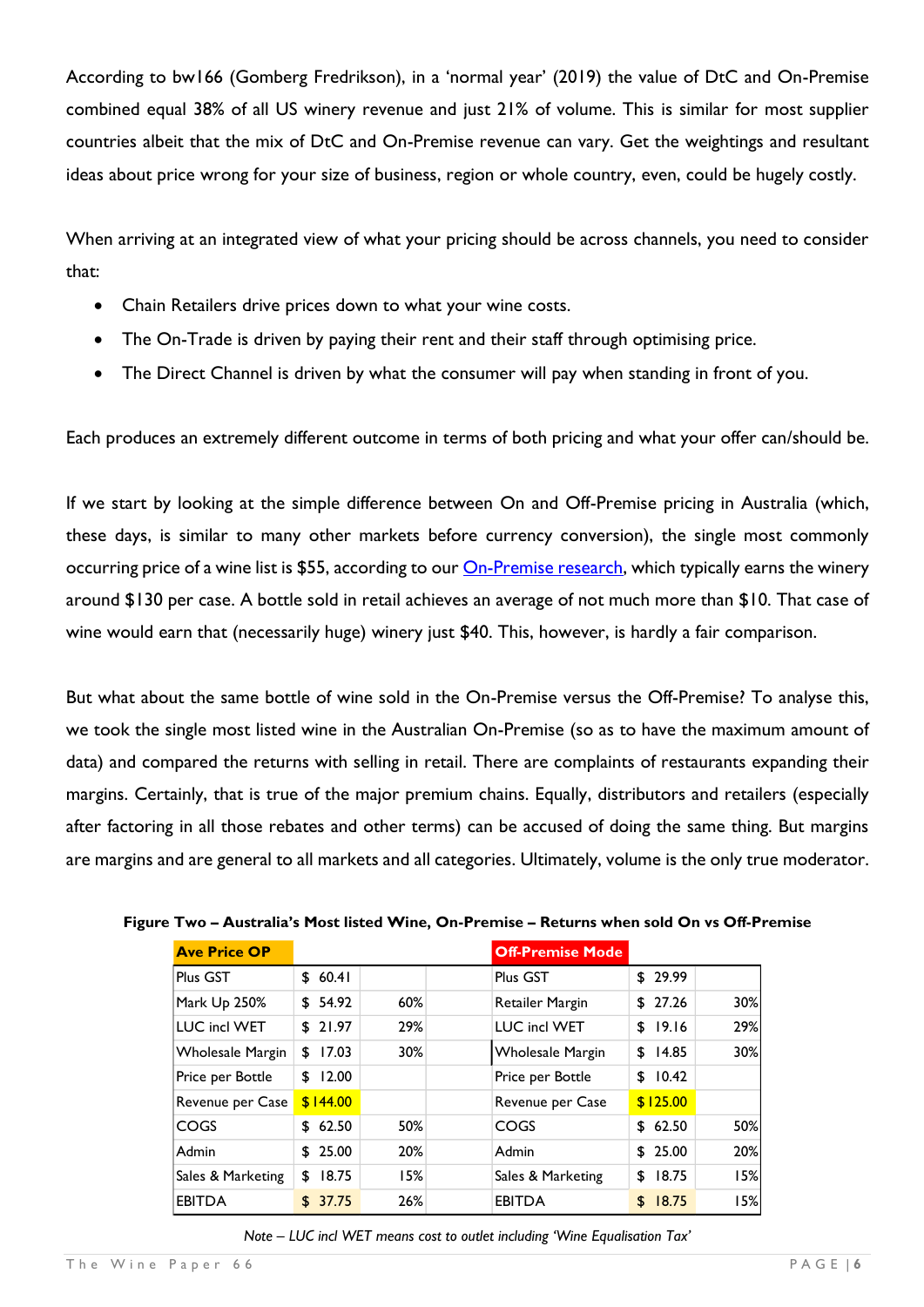According to bw166 (Gomberg Fredrikson), in a 'normal year' (2019) the value of DtC and On-Premise combined equal 38% of all US winery revenue and just 21% of volume. This is similar for most supplier countries albeit that the mix of DtC and On-Premise revenue can vary. Get the weightings and resultant ideas about price wrong for your size of business, region or whole country, even, could be hugely costly.

When arriving at an integrated view of what your pricing should be across channels, you need to consider that:

- Chain Retailers drive prices down to what your wine costs.
- The On-Trade is driven by paying their rent and their staff through optimising price.
- The Direct Channel is driven by what the consumer will pay when standing in front of you.

Each produces an extremely different outcome in terms of both pricing and what your offer can/should be.

If we start by looking at the simple difference between On and Off-Premise pricing in Australia (which, these days, is similar to many other markets before currency conversion), the single most commonly occurring price of a wine list is $55, according to our [On-Premise research](), which typically earns the winery around $130 per case. A bottle sold in retail achieves an average of not much more than $10. That case of wine would earn that (necessarily huge) winery just $40. This, however, is hardly a fair comparison.

But what about the same bottle of wine sold in the On-Premise versus the Off-Premise? To analyse this, we took the single most listed wine in the Australian On-Premise (so as to have the maximum amount of data) and compared the returns with selling in retail. There are complaints of restaurants expanding their margins. Certainly, that is true of the major premium chains. Equally, distributors and retailers (especially after factoring in all those rebates and other terms) can be accused of doing the same thing. But margins are margins and are general to all markets and all categories. Ultimately, volume is the only true moderator.

**Figure Two – Australia's Most listed Wine, On-Premise – Returns when sold On vs Off-Premise**

| Ave Price OP | | | | Off-Premise Mode | | |
|---|---|---|---|---|---|---|
| Plus GST | $ 60.41 | | | Plus GST | $ 29.99 | |
| Mark Up 250% | $ 54.92 | 60% | | Retailer Margin | $ 27.26 | 30% |
| LUC incl WET | $ 21.97 | 29% | | LUC incl WET | $ 19.16 | 29% |
| Wholesale Margin | $ 17.03 | 30% | | Wholesale Margin | $ 14.85 | 30% |
| Price per Bottle | $ 12.00 | | | Price per Bottle | $ 10.42 | |
| Revenue per Case | $ 144.00 | | | Revenue per Case | $ 125.00 | |
| COGS | $ 62.50 | 50% | | COGS | $ 62.50 | 50% |
| Admin | $ 25.00 | 20% | | Admin | $ 25.00 | 20% |
| Sales & Marketing | $ 18.75 | 15% | | Sales & Marketing | $ 18.75 | 15% |
| EBITDA | $ 37.75 | 26% | | EBITDA | $ 18.75 | 15% |

*Note – LUC incl WET means cost to outlet including 'Wine Equalisation Tax'*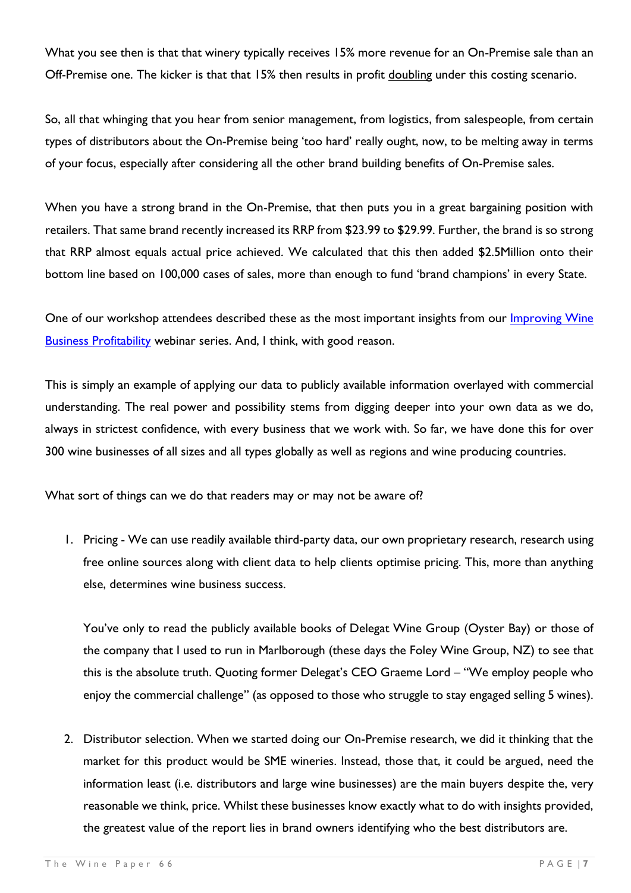What you see then is that that winery typically receives 15% more revenue for an On-Premise sale than an Off-Premise one. The kicker is that that 15% then results in profit <u>doubling</u> under this costing scenario.

So, all that whinging that you hear from senior management, from logistics, from salespeople, from certain types of distributors about the On-Premise being 'too hard' really ought, now, to be melting away in terms of your focus, especially after considering all the other brand building benefits of On-Premise sales.

When you have a strong brand in the On-Premise, that then puts you in a great bargaining position with retailers. That same brand recently increased its RRP from $23.99 to $29.99. Further, the brand is so strong that RRP almost equals actual price achieved. We calculated that this then added $2.5Million onto their bottom line based on 100,000 cases of sales, more than enough to fund 'brand champions' in every State.

One of our workshop attendees described these as the most important insights from our [Improving Wine Business Profitability]() webinar series. And, I think, with good reason.

This is simply an example of applying our data to publicly available information overlayed with commercial understanding. The real power and possibility stems from digging deeper into your own data as we do, always in strictest confidence, with every business that we work with. So far, we have done this for over 300 wine businesses of all sizes and all types globally as well as regions and wine producing countries.

What sort of things can we do that readers may or may not be aware of?

1. Pricing - We can use readily available third-party data, our own proprietary research, research using free online sources along with client data to help clients optimise pricing. This, more than anything else, determines wine business success.

   You've only to read the publicly available books of Delegat Wine Group (Oyster Bay) or those of the company that I used to run in Marlborough (these days the Foley Wine Group, NZ) to see that this is the absolute truth. Quoting former Delegat's CEO Graeme Lord – "We employ people who enjoy the commercial challenge" (as opposed to those who struggle to stay engaged selling 5 wines).

2. Distributor selection. When we started doing our On-Premise research, we did it thinking that the market for this product would be SME wineries. Instead, those that, it could be argued, need the information least (i.e. distributors and large wine businesses) are the main buyers despite the, very reasonable we think, price. Whilst these businesses know exactly what to do with insights provided, the greatest value of the report lies in brand owners identifying who the best distributors are.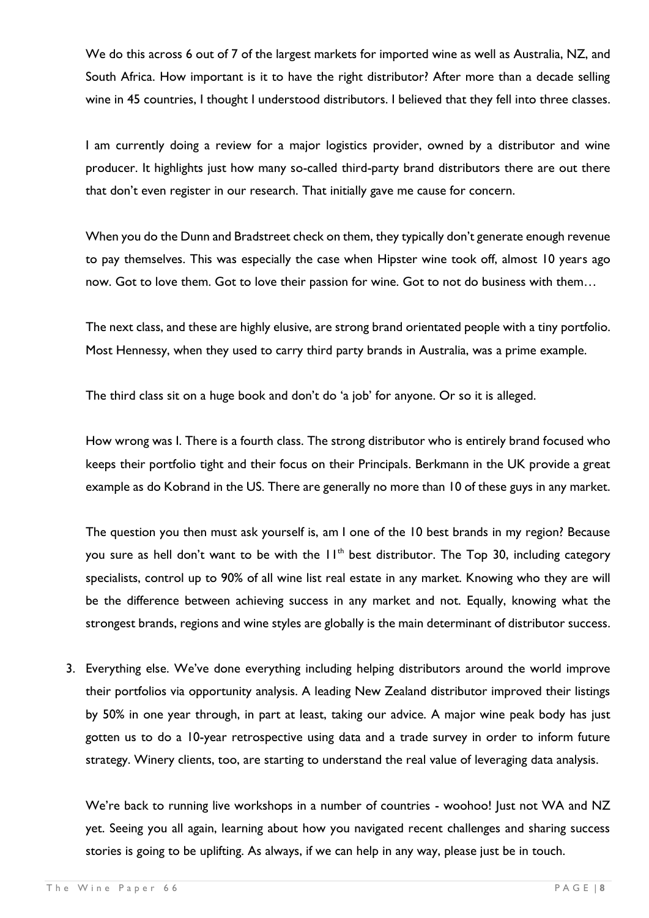We do this across 6 out of 7 of the largest markets for imported wine as well as Australia, NZ, and South Africa. How important is it to have the right distributor? After more than a decade selling wine in 45 countries, I thought I understood distributors. I believed that they fell into three classes.

I am currently doing a review for a major logistics provider, owned by a distributor and wine producer. It highlights just how many so-called third-party brand distributors there are out there that don't even register in our research. That initially gave me cause for concern.

When you do the Dunn and Bradstreet check on them, they typically don't generate enough revenue to pay themselves. This was especially the case when Hipster wine took off, almost 10 years ago now. Got to love them. Got to love their passion for wine. Got to not do business with them…

The next class, and these are highly elusive, are strong brand orientated people with a tiny portfolio. Most Hennessy, when they used to carry third party brands in Australia, was a prime example.

The third class sit on a huge book and don't do 'a job' for anyone. Or so it is alleged.

How wrong was I. There is a fourth class. The strong distributor who is entirely brand focused who keeps their portfolio tight and their focus on their Principals. Berkmann in the UK provide a great example as do Kobrand in the US. There are generally no more than 10 of these guys in any market.

The question you then must ask yourself is, am I one of the 10 best brands in my region? Because you sure as hell don't want to be with the 11th best distributor. The Top 30, including category specialists, control up to 90% of all wine list real estate in any market. Knowing who they are will be the difference between achieving success in any market and not. Equally, knowing what the strongest brands, regions and wine styles are globally is the main determinant of distributor success.

3. Everything else. We've done everything including helping distributors around the world improve their portfolios via opportunity analysis. A leading New Zealand distributor improved their listings by 50% in one year through, in part at least, taking our advice. A major wine peak body has just gotten us to do a 10-year retrospective using data and a trade survey in order to inform future strategy. Winery clients, too, are starting to understand the real value of leveraging data analysis.

   We're back to running live workshops in a number of countries - woohoo! Just not WA and NZ yet. Seeing you all again, learning about how you navigated recent challenges and sharing success stories is going to be uplifting. As always, if we can help in any way, please just be in touch.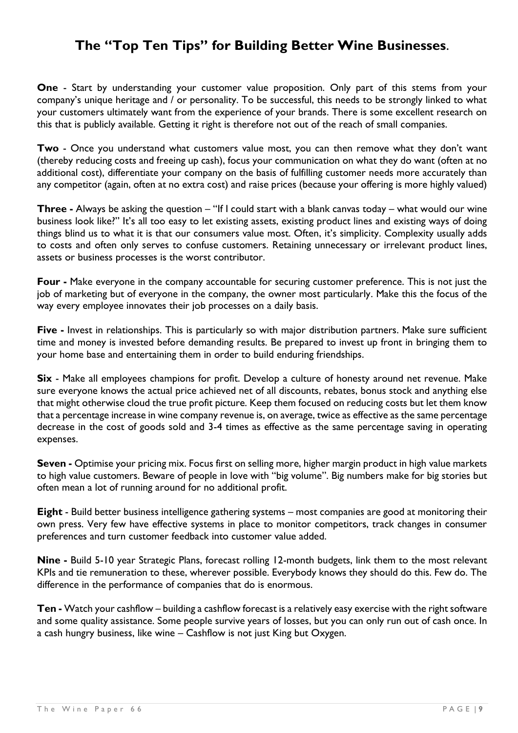## The "Top Ten Tips" for Building Better Wine Businesses.

**One** - Start by understanding your customer value proposition. Only part of this stems from your company's unique heritage and / or personality. To be successful, this needs to be strongly linked to what your customers ultimately want from the experience of your brands. There is some excellent research on this that is publicly available. Getting it right is therefore not out of the reach of small companies.

**Two** - Once you understand what customers value most, you can then remove what they don't want (thereby reducing costs and freeing up cash), focus your communication on what they do want (often at no additional cost), differentiate your company on the basis of fulfilling customer needs more accurately than any competitor (again, often at no extra cost) and raise prices (because your offering is more highly valued)

**Three -** Always be asking the question – "If I could start with a blank canvas today – what would our wine business look like?" It's all too easy to let existing assets, existing product lines and existing ways of doing things blind us to what it is that our consumers value most. Often, it's simplicity. Complexity usually adds to costs and often only serves to confuse customers. Retaining unnecessary or irrelevant product lines, assets or business processes is the worst contributor.

**Four -** Make everyone in the company accountable for securing customer preference. This is not just the job of marketing but of everyone in the company, the owner most particularly. Make this the focus of the way every employee innovates their job processes on a daily basis.

**Five -** Invest in relationships. This is particularly so with major distribution partners. Make sure sufficient time and money is invested before demanding results. Be prepared to invest up front in bringing them to your home base and entertaining them in order to build enduring friendships.

**Six** - Make all employees champions for profit. Develop a culture of honesty around net revenue. Make sure everyone knows the actual price achieved net of all discounts, rebates, bonus stock and anything else that might otherwise cloud the true profit picture. Keep them focused on reducing costs but let them know that a percentage increase in wine company revenue is, on average, twice as effective as the same percentage decrease in the cost of goods sold and 3-4 times as effective as the same percentage saving in operating expenses.

**Seven -** Optimise your pricing mix. Focus first on selling more, higher margin product in high value markets to high value customers. Beware of people in love with "big volume". Big numbers make for big stories but often mean a lot of running around for no additional profit.

**Eight** - Build better business intelligence gathering systems – most companies are good at monitoring their own press. Very few have effective systems in place to monitor competitors, track changes in consumer preferences and turn customer feedback into customer value added.

**Nine -** Build 5-10 year Strategic Plans, forecast rolling 12-month budgets, link them to the most relevant KPIs and tie remuneration to these, wherever possible. Everybody knows they should do this. Few do. The difference in the performance of companies that do is enormous.

**Ten -** Watch your cashflow – building a cashflow forecast is a relatively easy exercise with the right software and some quality assistance. Some people survive years of losses, but you can only run out of cash once. In a cash hungry business, like wine – Cashflow is not just King but Oxygen.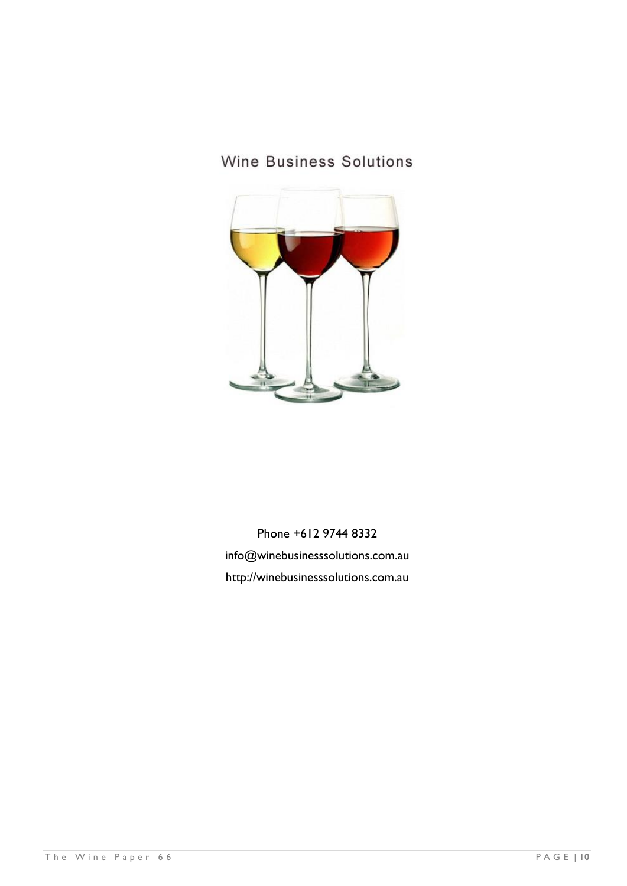Wine Business Solutions

Phone +612 9744 8332

info@winebusinesssolutions.com.au

http://winebusinesssolutions.com.au